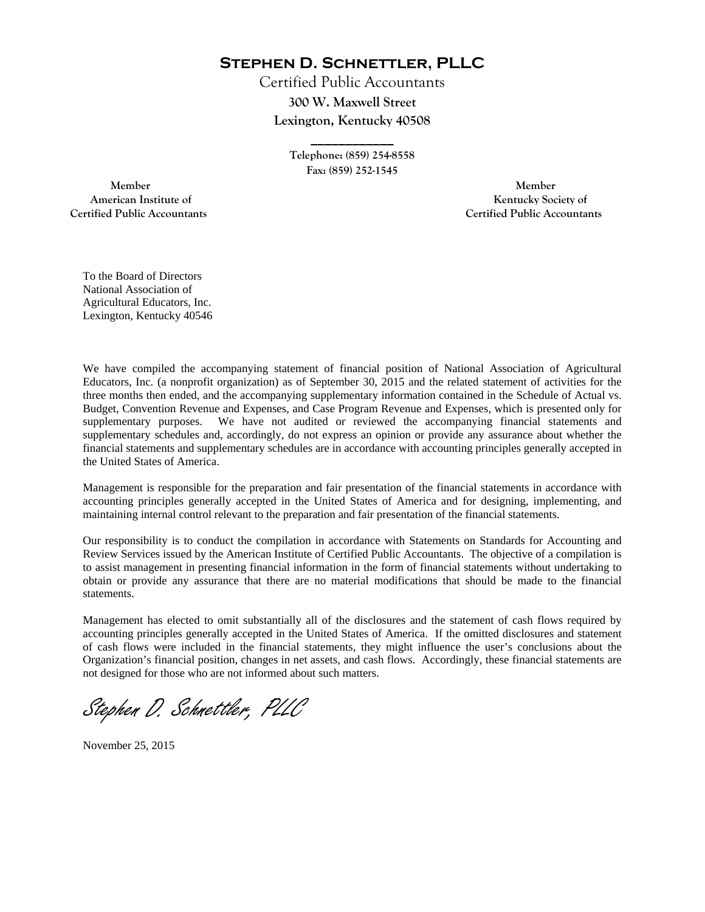# Stephen D. Schnettler, PLLC

Certified Public Accountants

**300 W. Maxwell Street**

**Lexington, Kentucky 40508**

---

Telephone: (859) 254-8558

Fax: (859) 252-1545

Member
American Institute of
Certified Public Accountants

Member
Kentucky Society of
Certified Public Accountants

To the Board of Directors
National Association of
Agricultural Educators, Inc.
Lexington, Kentucky 40546

We have compiled the accompanying statement of financial position of National Association of Agricultural Educators, Inc. (a nonprofit organization) as of September 30, 2015 and the related statement of activities for the three months then ended, and the accompanying supplementary information contained in the Schedule of Actual vs. Budget, Convention Revenue and Expenses, and Case Program Revenue and Expenses, which is presented only for supplementary purposes. We have not audited or reviewed the accompanying financial statements and supplementary schedules and, accordingly, do not express an opinion or provide any assurance about whether the financial statements and supplementary schedules are in accordance with accounting principles generally accepted in the United States of America.

Management is responsible for the preparation and fair presentation of the financial statements in accordance with accounting principles generally accepted in the United States of America and for designing, implementing, and maintaining internal control relevant to the preparation and fair presentation of the financial statements.

Our responsibility is to conduct the compilation in accordance with Statements on Standards for Accounting and Review Services issued by the American Institute of Certified Public Accountants. The objective of a compilation is to assist management in presenting financial information in the form of financial statements without undertaking to obtain or provide any assurance that there are no material modifications that should be made to the financial statements.

Management has elected to omit substantially all of the disclosures and the statement of cash flows required by accounting principles generally accepted in the United States of America. If the omitted disclosures and statement of cash flows were included in the financial statements, they might influence the user's conclusions about the Organization's financial position, changes in net assets, and cash flows. Accordingly, these financial statements are not designed for those who are not informed about such matters.

*Stephen D. Schnettler, PLLC*

November 25, 2015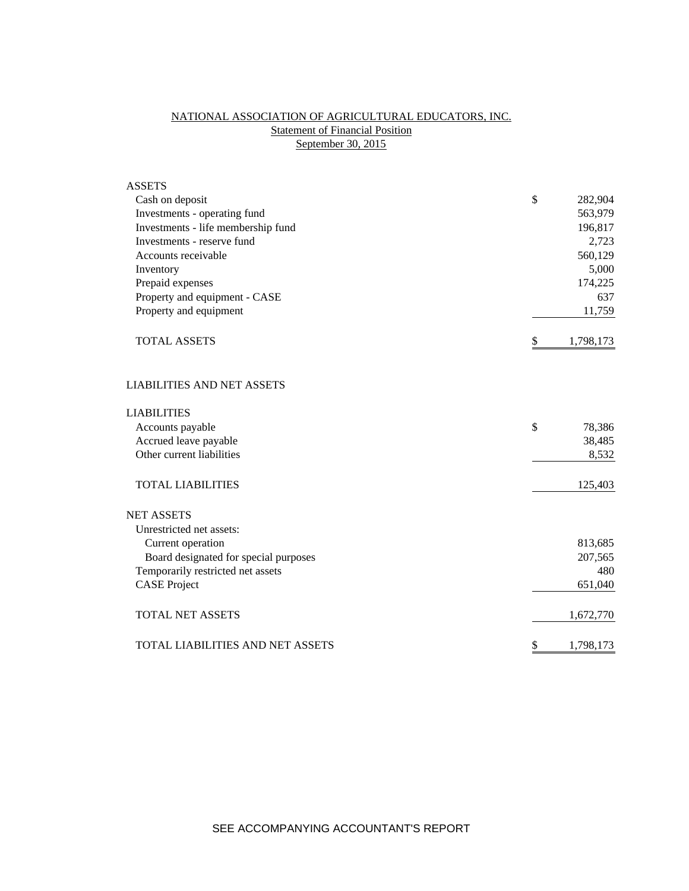# NATIONAL ASSOCIATION OF AGRICULTURAL EDUCATORS, INC.

## Statement of Financial Position

### September 30, 2015

| | |
|---|---|
| **ASSETS** | |
| Cash on deposit | $ 282,904 |
| Investments - operating fund | 563,979 |
| Investments - life membership fund | 196,817 |
| Investments - reserve fund | 2,723 |
| Accounts receivable | 560,129 |
| Inventory | 5,000 |
| Prepaid expenses | 174,225 |
| Property and equipment - CASE | 637 |
| Property and equipment | 11,759 |
| TOTAL ASSETS | $ 1,798,173 |
| | |
| **LIABILITIES AND NET ASSETS** | |
| | |
| **LIABILITIES** | |
| Accounts payable | $ 78,386 |
| Accrued leave payable | 38,485 |
| Other current liabilities | 8,532 |
| TOTAL LIABILITIES | 125,403 |
| | |
| **NET ASSETS** | |
| Unrestricted net assets: | |
| Current operation | 813,685 |
| Board designated for special purposes | 207,565 |
| Temporarily restricted net assets | 480 |
| CASE Project | 651,040 |
| TOTAL NET ASSETS | 1,672,770 |
| | |
| TOTAL LIABILITIES AND NET ASSETS | $ 1,798,173 |

SEE ACCOMPANYING ACCOUNTANT'S REPORT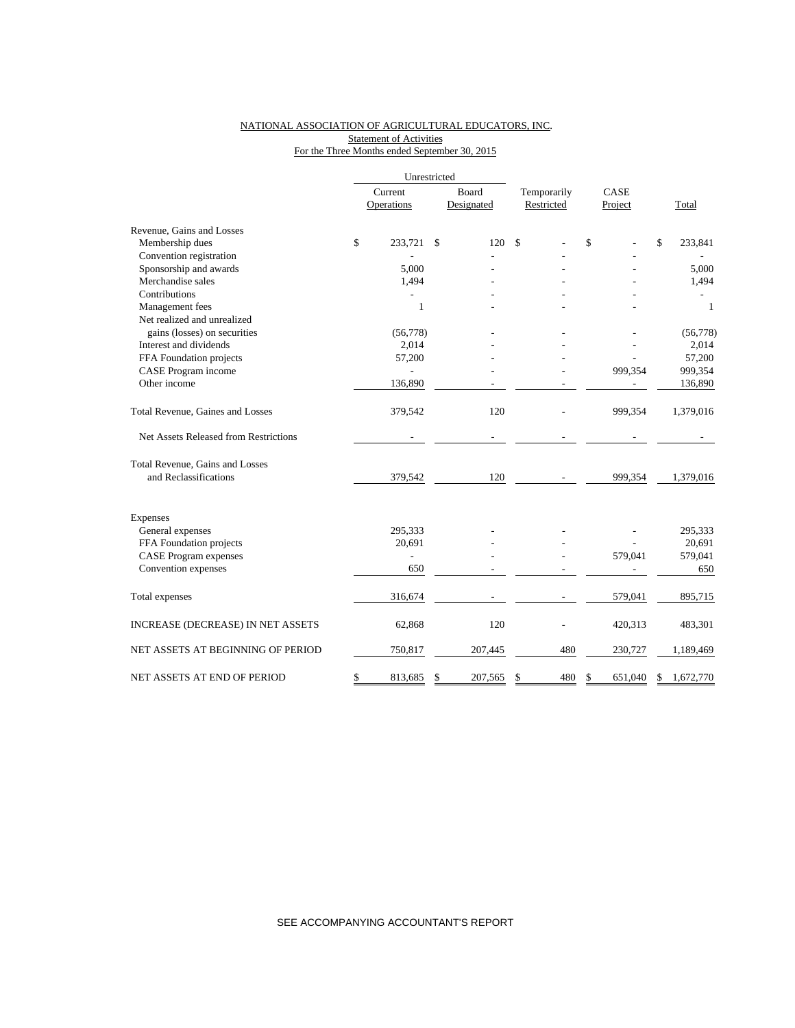NATIONAL ASSOCIATION OF AGRICULTURAL EDUCATORS, INC.
Statement of Activities
For the Three Months ended September 30, 2015

| | Unrestricted | | | | |
|---|---|---|---|---|---|
| | Current Operations | Board Designated | Temporarily Restricted | CASE Project | Total |
| Revenue, Gains and Losses | | | | | |
| Membership dues | $ 233,721 | $ 120 | $ - | $ - | $ 233,841 |
| Convention registration | - | - | - | - | - |
| Sponsorship and awards | 5,000 | - | - | - | 5,000 |
| Merchandise sales | 1,494 | - | - | - | 1,494 |
| Contributions | - | - | - | - | - |
| Management fees | 1 | - | - | - | 1 |
| Net realized and unrealized gains (losses) on securities | (56,778) | - | - | - | (56,778) |
| Interest and dividends | 2,014 | - | - | - | 2,014 |
| FFA Foundation projects | 57,200 | - | - | - | 57,200 |
| CASE Program income | - | - | - | 999,354 | 999,354 |
| Other income | 136,890 | - | - | - | 136,890 |
| Total Revenue, Gaines and Losses | 379,542 | 120 | - | 999,354 | 1,379,016 |
| Net Assets Released from Restrictions | - | - | - | - | - |
| Total Revenue, Gains and Losses and Reclassifications | 379,542 | 120 | - | 999,354 | 1,379,016 |
| Expenses | | | | | |
| General expenses | 295,333 | - | - | - | 295,333 |
| FFA Foundation projects | 20,691 | - | - | - | 20,691 |
| CASE Program expenses | - | - | - | 579,041 | 579,041 |
| Convention expenses | 650 | - | - | - | 650 |
| Total expenses | 316,674 | - | - | 579,041 | 895,715 |
| INCREASE (DECREASE) IN NET ASSETS | 62,868 | 120 | - | 420,313 | 483,301 |
| NET ASSETS AT BEGINNING OF PERIOD | 750,817 | 207,445 | 480 | 230,727 | 1,189,469 |
| NET ASSETS AT END OF PERIOD | $ 813,685 | $ 207,565 | $ 480 | $ 651,040 | $ 1,672,770 |

SEE ACCOMPANYING ACCOUNTANT'S REPORT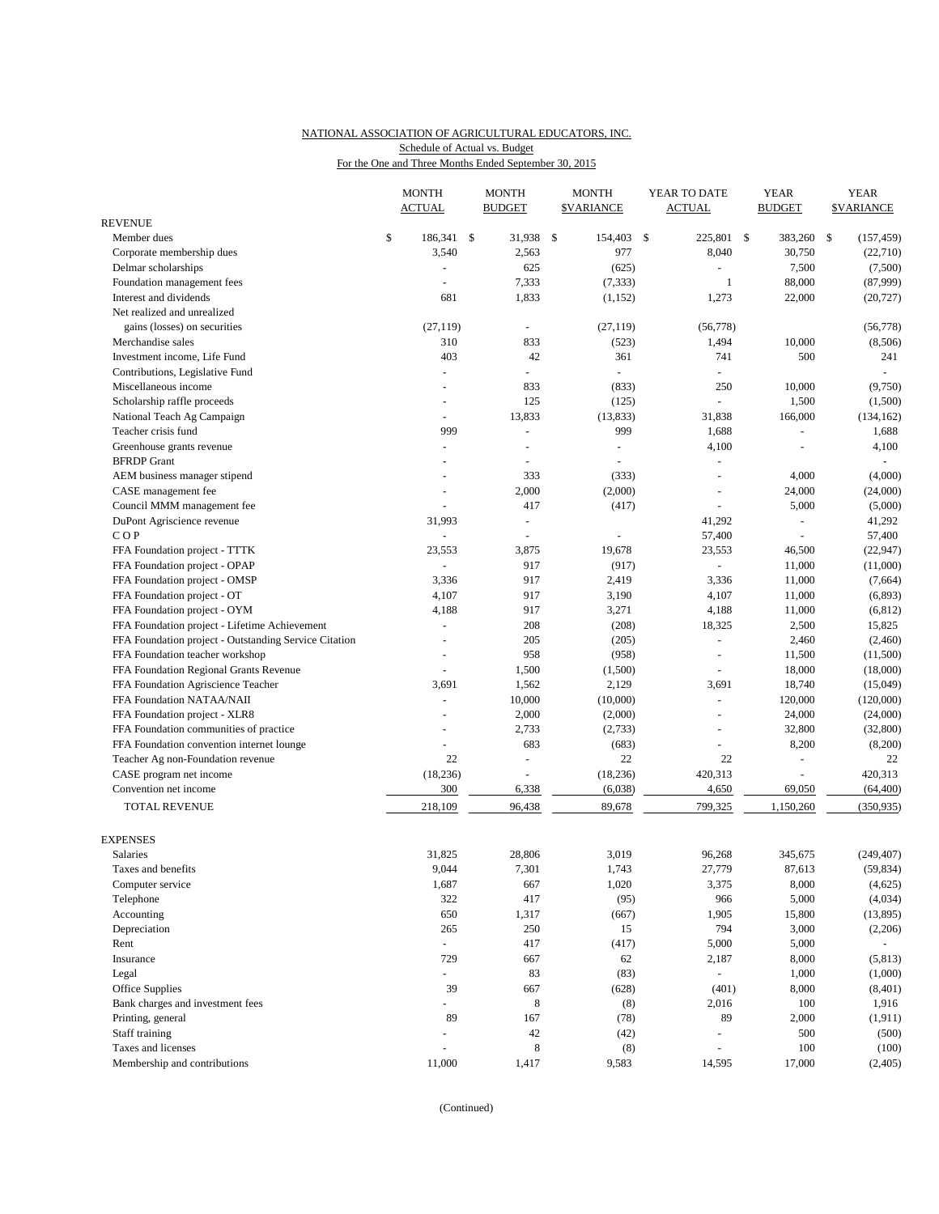NATIONAL ASSOCIATION OF AGRICULTURAL EDUCATORS, INC.
Schedule of Actual vs. Budget
For the One and Three Months Ended September 30, 2015

| | MONTH ACTUAL | MONTH BUDGET | MONTH $VARIANCE | YEAR TO DATE ACTUAL | YEAR BUDGET | YEAR $VARIANCE |
|---|---|---|---|---|---|---|
| **REVENUE** | | | | | | |
| Member dues | $ 186,341 | $ 31,938 | $ 154,403 | $ 225,801 | $ 383,260 | $ (157,459) |
| Corporate membership dues | 3,540 | 2,563 | 977 | 8,040 | 30,750 | (22,710) |
| Delmar scholarships | - | 625 | (625) | - | 7,500 | (7,500) |
| Foundation management fees | - | 7,333 | (7,333) | 1 | 88,000 | (87,999) |
| Interest and dividends | 681 | 1,833 | (1,152) | 1,273 | 22,000 | (20,727) |
| Net realized and unrealized gains (losses) on securities | (27,119) | - | (27,119) | (56,778) | | (56,778) |
| Merchandise sales | 310 | 833 | (523) | 1,494 | 10,000 | (8,506) |
| Investment income, Life Fund | 403 | 42 | 361 | 741 | 500 | 241 |
| Contributions, Legislative Fund | - | - | - | - | | - |
| Miscellaneous income | - | 833 | (833) | 250 | 10,000 | (9,750) |
| Scholarship raffle proceeds | - | 125 | (125) | - | 1,500 | (1,500) |
| National Teach Ag Campaign | - | 13,833 | (13,833) | 31,838 | 166,000 | (134,162) |
| Teacher crisis fund | 999 | - | 999 | 1,688 | - | 1,688 |
| Greenhouse grants revenue | - | - | - | 4,100 | - | 4,100 |
| BFRDP Grant | - | - | - | - | | - |
| AEM business manager stipend | - | 333 | (333) | - | 4,000 | (4,000) |
| CASE management fee | - | 2,000 | (2,000) | - | 24,000 | (24,000) |
| Council MMM management fee | - | 417 | (417) | - | 5,000 | (5,000) |
| DuPont Agriscience revenue | 31,993 | - | | 41,292 | - | 41,292 |
| C O P | - | - | - | 57,400 | - | 57,400 |
| FFA Foundation project - TTTK | 23,553 | 3,875 | 19,678 | 23,553 | 46,500 | (22,947) |
| FFA Foundation project - OPAP | - | 917 | (917) | - | 11,000 | (11,000) |
| FFA Foundation project - OMSP | 3,336 | 917 | 2,419 | 3,336 | 11,000 | (7,664) |
| FFA Foundation project - OT | 4,107 | 917 | 3,190 | 4,107 | 11,000 | (6,893) |
| FFA Foundation project - OYM | 4,188 | 917 | 3,271 | 4,188 | 11,000 | (6,812) |
| FFA Foundation project - Lifetime Achievement | - | 208 | (208) | 18,325 | 2,500 | 15,825 |
| FFA Foundation project - Outstanding Service Citation | - | 205 | (205) | - | 2,460 | (2,460) |
| FFA Foundation teacher workshop | - | 958 | (958) | - | 11,500 | (11,500) |
| FFA Foundation Regional Grants Revenue | - | 1,500 | (1,500) | - | 18,000 | (18,000) |
| FFA Foundation Agriscience Teacher | 3,691 | 1,562 | 2,129 | 3,691 | 18,740 | (15,049) |
| FFA Foundation NATAA/NAII | - | 10,000 | (10,000) | - | 120,000 | (120,000) |
| FFA Foundation project - XLR8 | - | 2,000 | (2,000) | - | 24,000 | (24,000) |
| FFA Foundation communities of practice | - | 2,733 | (2,733) | - | 32,800 | (32,800) |
| FFA Foundation convention internet lounge | - | 683 | (683) | - | 8,200 | (8,200) |
| Teacher Ag non-Foundation revenue | 22 | - | 22 | 22 | - | 22 |
| CASE program net income | (18,236) | - | (18,236) | 420,313 | - | 420,313 |
| Convention net income | 300 | 6,338 | (6,038) | 4,650 | 69,050 | (64,400) |
| TOTAL REVENUE | 218,109 | 96,438 | 89,678 | 799,325 | 1,150,260 | (350,935) |
| **EXPENSES** | | | | | | |
| Salaries | 31,825 | 28,806 | 3,019 | 96,268 | 345,675 | (249,407) |
| Taxes and benefits | 9,044 | 7,301 | 1,743 | 27,779 | 87,613 | (59,834) |
| Computer service | 1,687 | 667 | 1,020 | 3,375 | 8,000 | (4,625) |
| Telephone | 322 | 417 | (95) | 966 | 5,000 | (4,034) |
| Accounting | 650 | 1,317 | (667) | 1,905 | 15,800 | (13,895) |
| Depreciation | 265 | 250 | 15 | 794 | 3,000 | (2,206) |
| Rent | - | 417 | (417) | 5,000 | 5,000 | - |
| Insurance | 729 | 667 | 62 | 2,187 | 8,000 | (5,813) |
| Legal | - | 83 | (83) | - | 1,000 | (1,000) |
| Office Supplies | 39 | 667 | (628) | (401) | 8,000 | (8,401) |
| Bank charges and investment fees | - | 8 | (8) | 2,016 | 100 | 1,916 |
| Printing, general | 89 | 167 | (78) | 89 | 2,000 | (1,911) |
| Staff training | - | 42 | (42) | - | 500 | (500) |
| Taxes and licenses | - | 8 | (8) | - | 100 | (100) |
| Membership and contributions | 11,000 | 1,417 | 9,583 | 14,595 | 17,000 | (2,405) |

(Continued)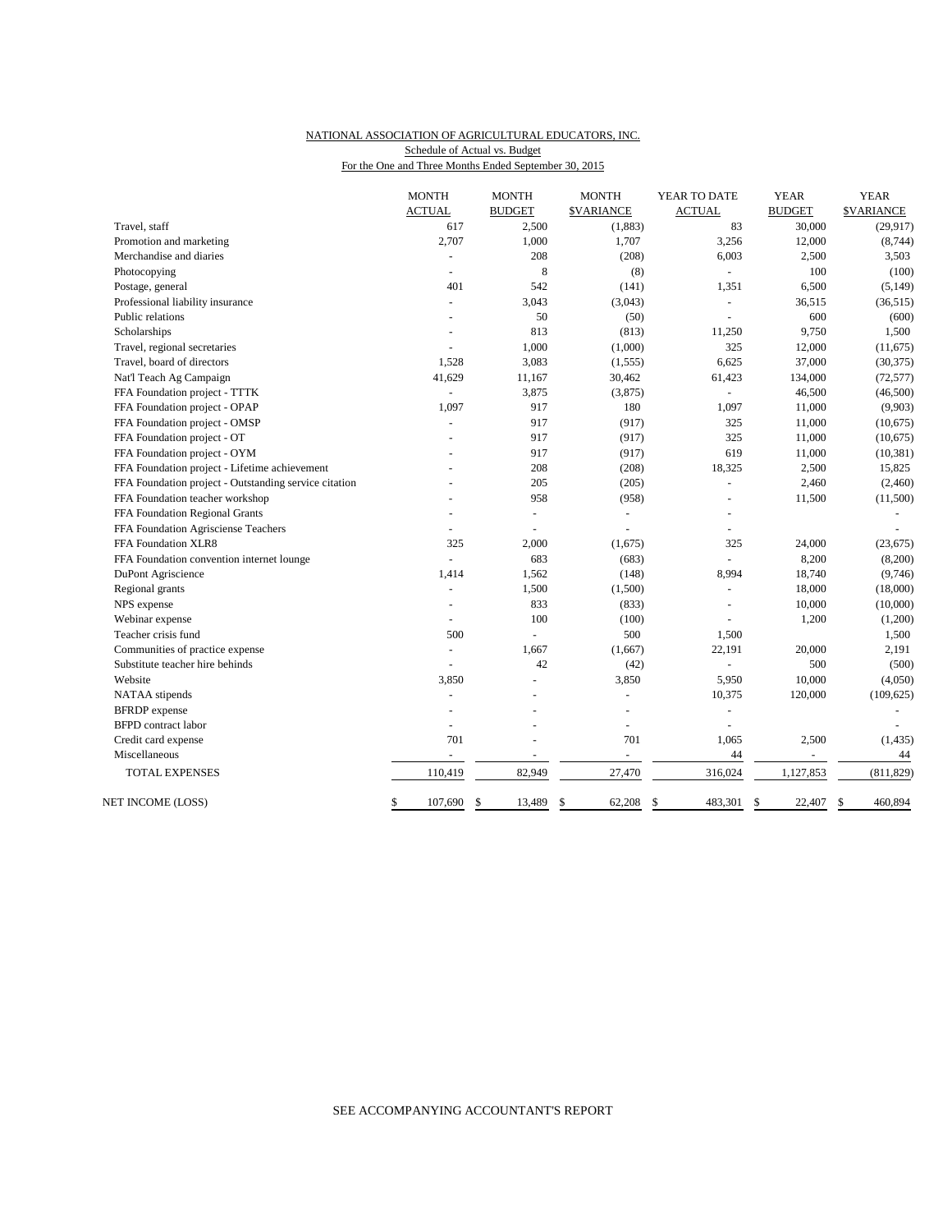NATIONAL ASSOCIATION OF AGRICULTURAL EDUCATORS, INC.
Schedule of Actual vs. Budget
For the One and Three Months Ended September 30, 2015

| | MONTH ACTUAL | MONTH BUDGET | MONTH $VARIANCE | YEAR TO DATE ACTUAL | YEAR BUDGET | YEAR $VARIANCE |
|---|---|---|---|---|---|---|
| Travel, staff | 617 | 2,500 | (1,883) | 83 | 30,000 | (29,917) |
| Promotion and marketing | 2,707 | 1,000 | 1,707 | 3,256 | 12,000 | (8,744) |
| Merchandise and diaries | - | 208 | (208) | 6,003 | 2,500 | 3,503 |
| Photocopying | - | 8 | (8) | - | 100 | (100) |
| Postage, general | 401 | 542 | (141) | 1,351 | 6,500 | (5,149) |
| Professional liability insurance | - | 3,043 | (3,043) | - | 36,515 | (36,515) |
| Public relations | - | 50 | (50) | - | 600 | (600) |
| Scholarships | - | 813 | (813) | 11,250 | 9,750 | 1,500 |
| Travel, regional secretaries | - | 1,000 | (1,000) | 325 | 12,000 | (11,675) |
| Travel, board of directors | 1,528 | 3,083 | (1,555) | 6,625 | 37,000 | (30,375) |
| Nat'l Teach Ag Campaign | 41,629 | 11,167 | 30,462 | 61,423 | 134,000 | (72,577) |
| FFA Foundation project - TTTK | - | 3,875 | (3,875) | - | 46,500 | (46,500) |
| FFA Foundation project - OPAP | 1,097 | 917 | 180 | 1,097 | 11,000 | (9,903) |
| FFA Foundation project - OMSP | - | 917 | (917) | 325 | 11,000 | (10,675) |
| FFA Foundation project - OT | - | 917 | (917) | 325 | 11,000 | (10,675) |
| FFA Foundation project - OYM | - | 917 | (917) | 619 | 11,000 | (10,381) |
| FFA Foundation project - Lifetime achievement | - | 208 | (208) | 18,325 | 2,500 | 15,825 |
| FFA Foundation project - Outstanding service citation | - | 205 | (205) | - | 2,460 | (2,460) |
| FFA Foundation teacher workshop | - | 958 | (958) | - | 11,500 | (11,500) |
| FFA Foundation Regional Grants | - | - | - | - | | - |
| FFA Foundation Agrisciense Teachers | - | - | - | - | | - |
| FFA Foundation XLR8 | 325 | 2,000 | (1,675) | 325 | 24,000 | (23,675) |
| FFA Foundation convention internet lounge | - | 683 | (683) | - | 8,200 | (8,200) |
| DuPont Agriscience | 1,414 | 1,562 | (148) | 8,994 | 18,740 | (9,746) |
| Regional grants | - | 1,500 | (1,500) | - | 18,000 | (18,000) |
| NPS expense | - | 833 | (833) | - | 10,000 | (10,000) |
| Webinar expense | - | 100 | (100) | - | 1,200 | (1,200) |
| Teacher crisis fund | 500 | - | 500 | 1,500 | | 1,500 |
| Communities of practice expense | - | 1,667 | (1,667) | 22,191 | 20,000 | 2,191 |
| Substitute teacher hire behinds | - | 42 | (42) | - | 500 | (500) |
| Website | 3,850 | - | 3,850 | 5,950 | 10,000 | (4,050) |
| NATAA stipends | - | - | - | 10,375 | 120,000 | (109,625) |
| BFRDP expense | - | - | - | - | | - |
| BFPD contract labor | - | - | - | - | | - |
| Credit card expense | 701 | - | 701 | 1,065 | 2,500 | (1,435) |
| Miscellaneous | - | - | - | 44 | - | 44 |
| TOTAL EXPENSES | 110,419 | 82,949 | 27,470 | 316,024 | 1,127,853 | (811,829) |
| NET INCOME (LOSS) | $ 107,690 | $ 13,489 | $ 62,208 | $ 483,301 | $ 22,407 | $ 460,894 |

SEE ACCOMPANYING ACCOUNTANT'S REPORT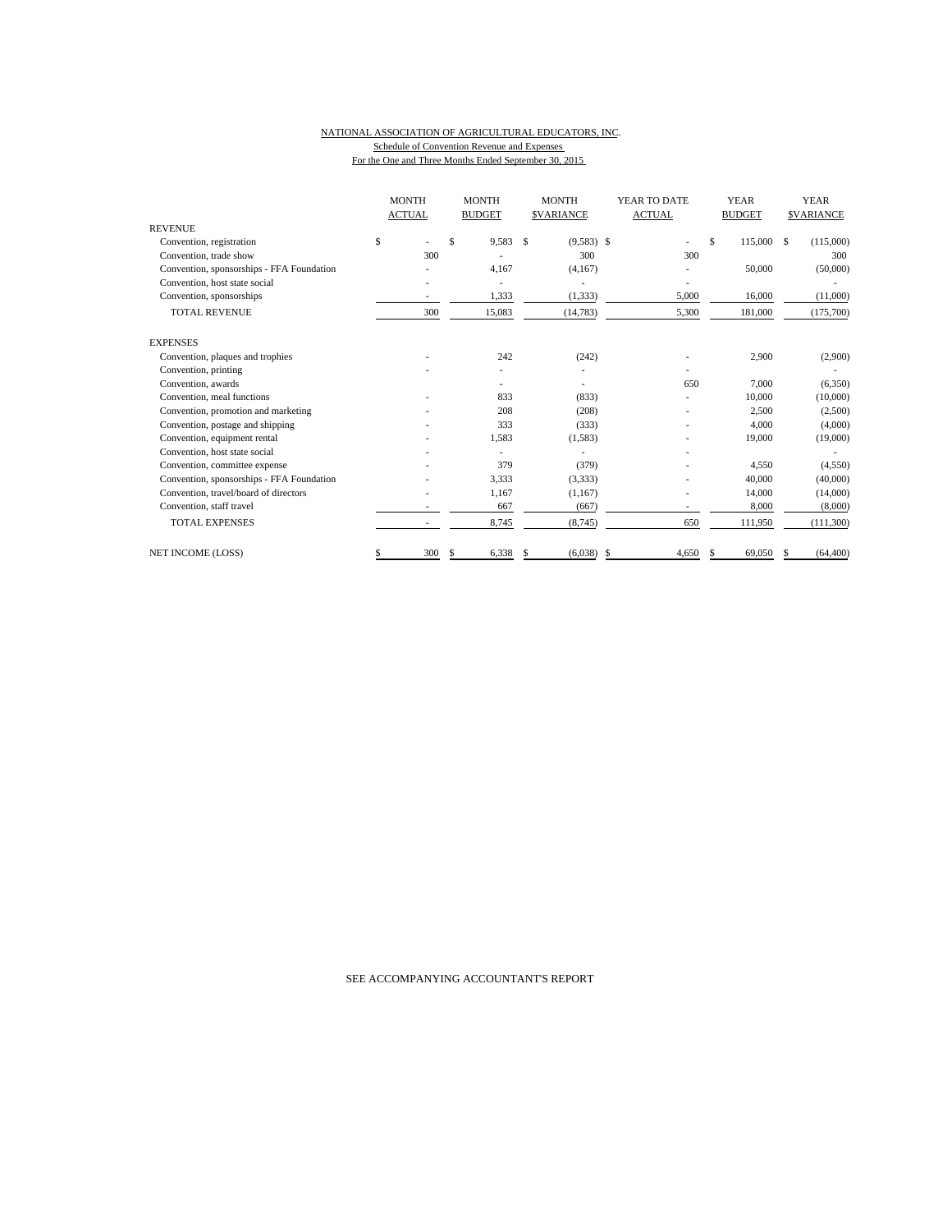NATIONAL ASSOCIATION OF AGRICULTURAL EDUCATORS, INC.

Schedule of Convention Revenue and Expenses

For the One and Three Months Ended September 30, 2015

| | MONTH ACTUAL | MONTH BUDGET | MONTH $VARIANCE | YEAR TO DATE ACTUAL | YEAR BUDGET | YEAR $VARIANCE |
|---|---|---|---|---|---|---|
| REVENUE | | | | | | |
| Convention, registration | $ - | $ 9,583 | $ (9,583) | $ - | $ 115,000 | $ (115,000) |
| Convention, trade show | 300 | - | 300 | 300 | | 300 |
| Convention, sponsorships - FFA Foundation | - | 4,167 | (4,167) | - | 50,000 | (50,000) |
| Convention, host state social | - | - | - | - | | - |
| Convention, sponsorships | - | 1,333 | (1,333) | 5,000 | 16,000 | (11,000) |
| TOTAL REVENUE | 300 | 15,083 | (14,783) | 5,300 | 181,000 | (175,700) |
| EXPENSES | | | | | | |
| Convention, plaques and trophies | - | 242 | (242) | - | 2,900 | (2,900) |
| Convention, printing | - | - | - | - | | - |
| Convention, awards | - | - | - | 650 | 7,000 | (6,350) |
| Convention, meal functions | - | 833 | (833) | - | 10,000 | (10,000) |
| Convention, promotion and marketing | - | 208 | (208) | - | 2,500 | (2,500) |
| Convention, postage and shipping | - | 333 | (333) | - | 4,000 | (4,000) |
| Convention, equipment rental | - | 1,583 | (1,583) | - | 19,000 | (19,000) |
| Convention, host state social | - | - | - | - | | - |
| Convention, committee expense | - | 379 | (379) | - | 4,550 | (4,550) |
| Convention, sponsorships - FFA Foundation | - | 3,333 | (3,333) | - | 40,000 | (40,000) |
| Convention, travel/board of directors | - | 1,167 | (1,167) | - | 14,000 | (14,000) |
| Convention, staff travel | - | 667 | (667) | - | 8,000 | (8,000) |
| TOTAL EXPENSES | - | 8,745 | (8,745) | 650 | 111,950 | (111,300) |
| NET INCOME (LOSS) | $ 300 | $ 6,338 | $ (6,038) | $ 4,650 | $ 69,050 | $ (64,400) |

SEE ACCOMPANYING ACCOUNTANT'S REPORT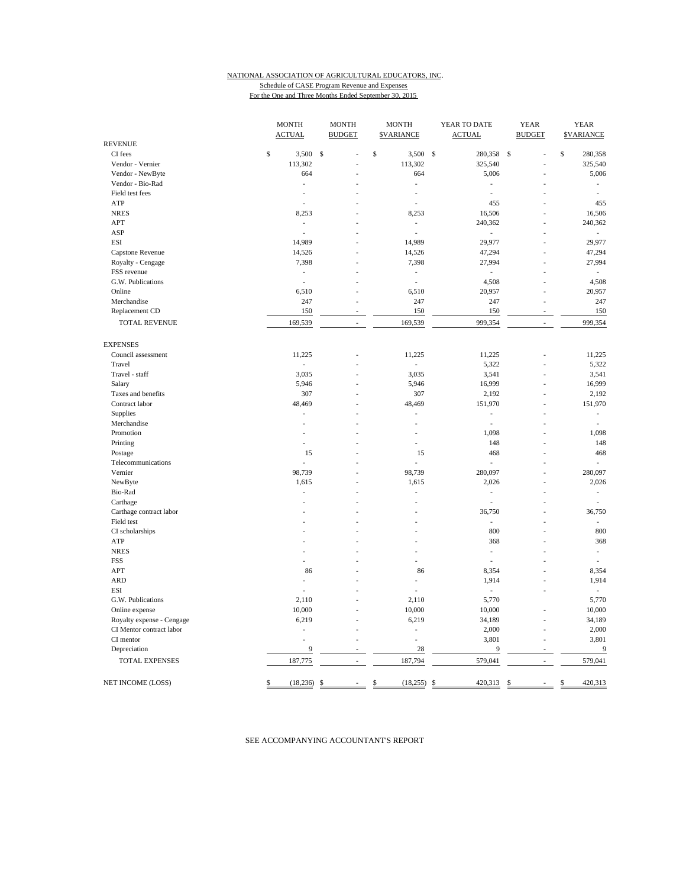NATIONAL ASSOCIATION OF AGRICULTURAL EDUCATORS, INC.
Schedule of CASE Program Revenue and Expenses
For the One and Three Months Ended September 30, 2015

| | MONTH ACTUAL | MONTH BUDGET | MONTH $VARIANCE | YEAR TO DATE ACTUAL | YEAR BUDGET | YEAR $VARIANCE |
|---|---|---|---|---|---|---|
| **REVENUE** | | | | | | |
| CI fees | $ 3,500 | $ - | $ 3,500 | $ 280,358 | $ - | $ 280,358 |
| Vendor - Vernier | 113,302 | - | 113,302 | 325,540 | - | 325,540 |
| Vendor - NewByte | 664 | - | 664 | 5,006 | - | 5,006 |
| Vendor - Bio-Rad | - | - | - | - | - | - |
| Field test fees | - | - | - | - | - | - |
| ATP | - | - | - | 455 | - | 455 |
| NRES | 8,253 | - | 8,253 | 16,506 | - | 16,506 |
| APT | - | - | - | 240,362 | - | 240,362 |
| ASP | - | - | - | - | - | - |
| ESI | 14,989 | - | 14,989 | 29,977 | - | 29,977 |
| Capstone Revenue | 14,526 | - | 14,526 | 47,294 | - | 47,294 |
| Royalty - Cengage | 7,398 | - | 7,398 | 27,994 | - | 27,994 |
| FSS revenue | - | - | - | - | - | - |
| G.W. Publications | - | - | - | 4,508 | - | 4,508 |
| Online | 6,510 | - | 6,510 | 20,957 | - | 20,957 |
| Merchandise | 247 | - | 247 | 247 | - | 247 |
| Replacement CD | 150 | - | 150 | 150 | - | 150 |
| TOTAL REVENUE | 169,539 | - | 169,539 | 999,354 | - | 999,354 |
| **EXPENSES** | | | | | | |
| Council assessment | 11,225 | - | 11,225 | 11,225 | - | 11,225 |
| Travel | - | - | - | 5,322 | - | 5,322 |
| Travel - staff | 3,035 | - | 3,035 | 3,541 | - | 3,541 |
| Salary | 5,946 | - | 5,946 | 16,999 | - | 16,999 |
| Taxes and benefits | 307 | - | 307 | 2,192 | - | 2,192 |
| Contract labor | 48,469 | - | 48,469 | 151,970 | - | 151,970 |
| Supplies | - | - | - | - | - | - |
| Merchandise | - | - | - | - | - | - |
| Promotion | - | - | - | 1,098 | - | 1,098 |
| Printing | - | - | - | 148 | - | 148 |
| Postage | 15 | - | 15 | 468 | - | 468 |
| Telecommunications | - | - | - | - | - | - |
| Vernier | 98,739 | - | 98,739 | 280,097 | - | 280,097 |
| NewByte | 1,615 | - | 1,615 | 2,026 | - | 2,026 |
| Bio-Rad | - | - | - | - | - | - |
| Carthage | - | - | - | - | - | - |
| Carthage contract labor | - | - | - | 36,750 | - | 36,750 |
| Field test | - | - | - | - | - | - |
| CI scholarships | - | - | - | 800 | - | 800 |
| ATP | - | - | - | 368 | - | 368 |
| NRES | - | - | - | - | - | - |
| FSS | - | - | - | - | - | - |
| APT | 86 | - | 86 | 8,354 | - | 8,354 |
| ARD | - | - | - | 1,914 | - | 1,914 |
| ESI | - | - | - | - | - | - |
| G.W. Publications | 2,110 | - | 2,110 | 5,770 | | 5,770 |
| Online expense | 10,000 | - | 10,000 | 10,000 | - | 10,000 |
| Royalty expense - Cengage | 6,219 | - | 6,219 | 34,189 | - | 34,189 |
| CI Mentor contract labor | - | - | - | 2,000 | - | 2,000 |
| CI mentor | - | - | - | 3,801 | - | 3,801 |
| Depreciation | 9 | - | 28 | 9 | - | 9 |
| TOTAL EXPENSES | 187,775 | - | 187,794 | 579,041 | - | 579,041 |
| NET INCOME (LOSS) | $ (18,236) | $ - | $ (18,255) | $ 420,313 | $ - | $ 420,313 |

SEE ACCOMPANYING ACCOUNTANT'S REPORT